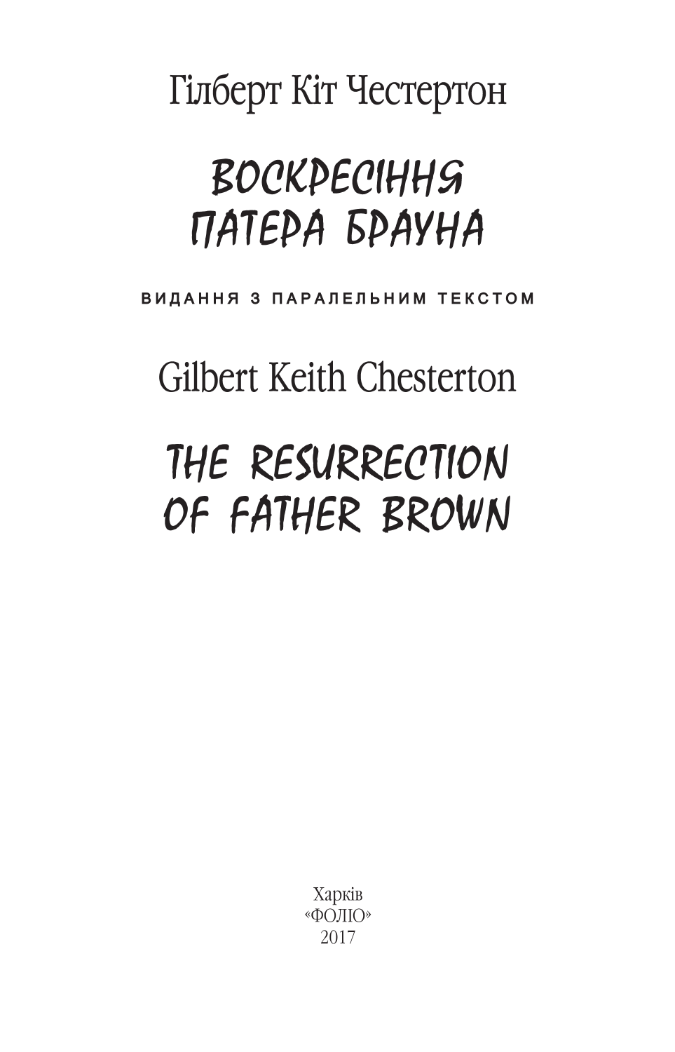Гілберт Кіт Честертон

# ВОСКРЕСІННЯ ПАТЕРА БРАУНА

**ВИДАННЯ З ПАРАЛЕЛЬНИМ ТЕКСТОМ**

Gilbert Keith Chesterton

# THE RESURRECTION OF FATHER BROWN

Харків
«ФОЛІО»
2017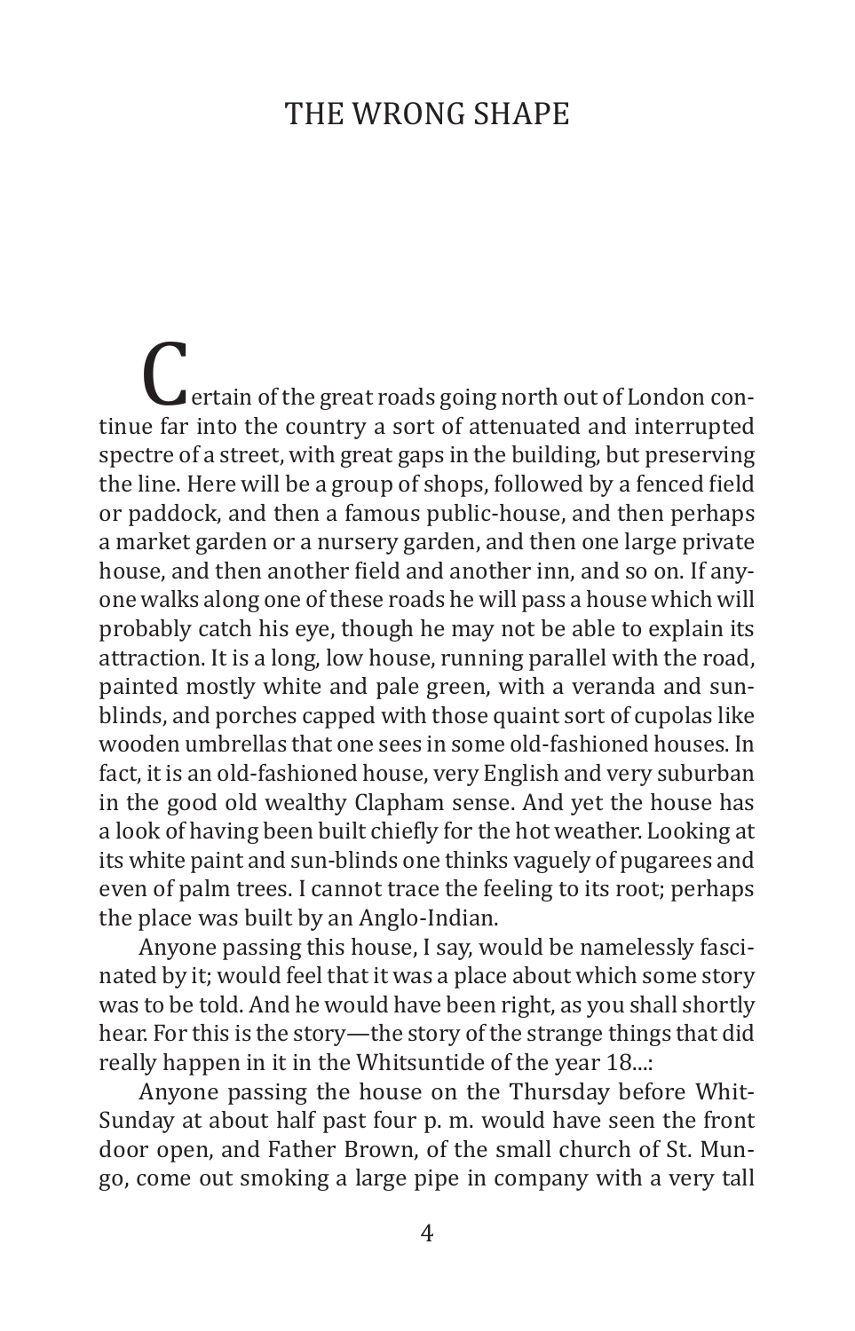# THE WRONG SHAPE

Certain of the great roads going north out of London continue far into the country a sort of attenuated and interrupted spectre of a street, with great gaps in the building, but preserving the line. Here will be a group of shops, followed by a fenced field or paddock, and then a famous public-house, and then perhaps a market garden or a nursery garden, and then one large private house, and then another field and another inn, and so on. If anyone walks along one of these roads he will pass a house which will probably catch his eye, though he may not be able to explain its attraction. It is a long, low house, running parallel with the road, painted mostly white and pale green, with a veranda and sun-blinds, and porches capped with those quaint sort of cupolas like wooden umbrellas that one sees in some old-fashioned houses. In fact, it is an old-fashioned house, very English and very suburban in the good old wealthy Clapham sense. And yet the house has a look of having been built chiefly for the hot weather. Looking at its white paint and sun-blinds one thinks vaguely of pugarees and even of palm trees. I cannot trace the feeling to its root; perhaps the place was built by an Anglo-Indian.

Anyone passing this house, I say, would be namelessly fascinated by it; would feel that it was a place about which some story was to be told. And he would have been right, as you shall shortly hear. For this is the story—the story of the strange things that did really happen in it in the Whitsuntide of the year 18...:

Anyone passing the house on the Thursday before Whit-Sunday at about half past four p. m. would have seen the front door open, and Father Brown, of the small church of St. Mungo, come out smoking a large pipe in company with a very tall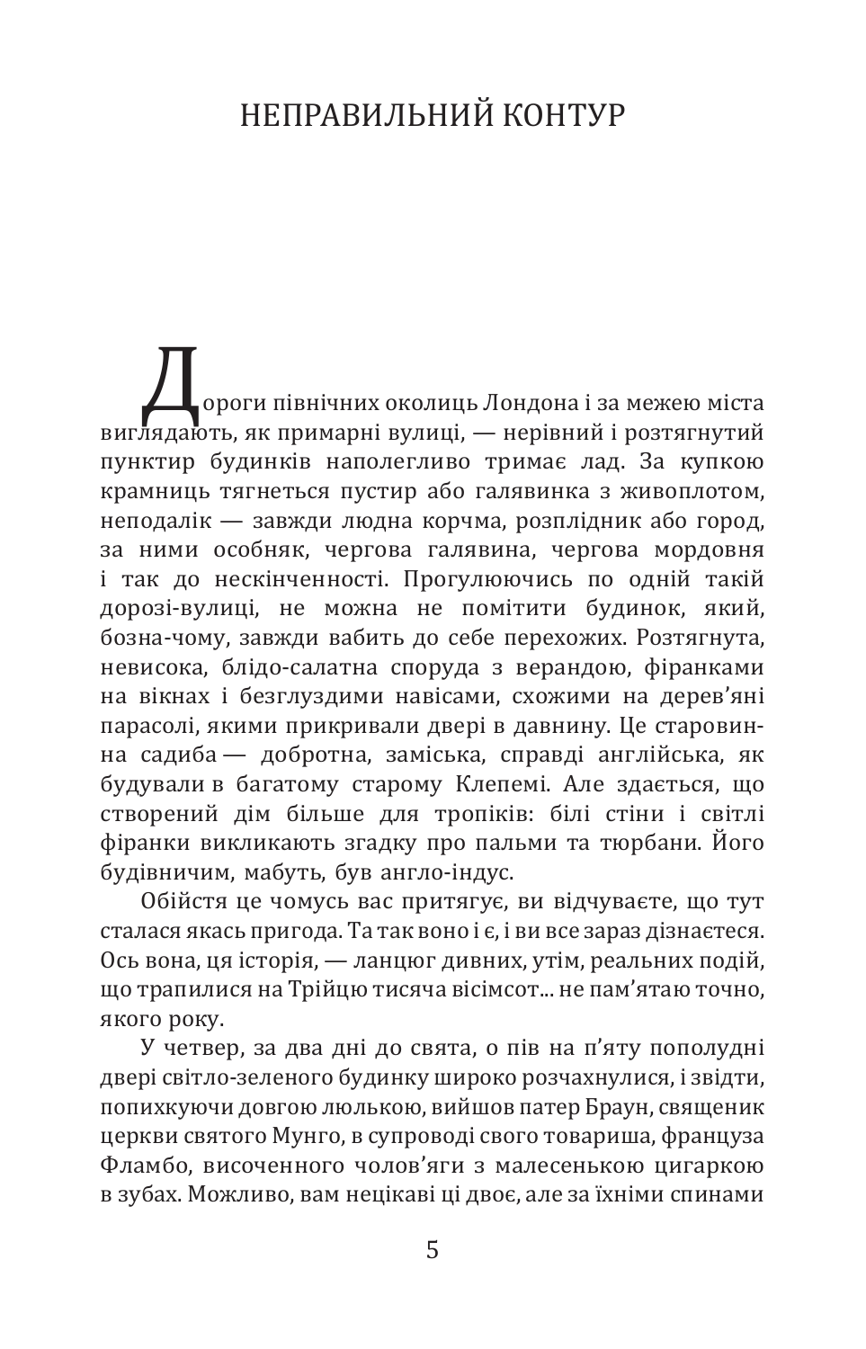# НЕПРАВИЛЬНИЙ КОНТУР

Дороги північних околиць Лондона і за межею міста виглядають, як примарні вулиці, — нерівний і розтягнутий пунктир будинків наполегливо тримає лад. За купкою крамниць тягнеться пустир або галявинка з живоплотом, неподалік — завжди людна корчма, розплідник або город, за ними особняк, чергова галявина, чергова мордовня і так до нескінченності. Прогулюючись по одній такій дорозі-вулиці, не можна не помітити будинок, який, бозна-чому, завжди вабить до себе перехожих. Розтягнута, невисока, блідо-салатна споруда з верандою, фіранками на вікнах і безглуздими навісами, схожими на дерев'яні парасолі, якими прикривали двері в давнину. Це старовинна садиба — добротна, заміська, справді англійська, як будували в багатому старому Клепемі. Але здається, що створений дім більше для тропіків: білі стіни і світлі фіранки викликають згадку про пальми та тюрбани. Його будівничим, мабуть, був англо-індус.

Обійстя це чомусь вас притягує, ви відчуваєте, що тут сталася якась пригода. Та так воно і є, і ви все зараз дізнаєтеся. Ось вона, ця історія, — ланцюг дивних, утім, реальних подій, що трапилися на Трійцю тисяча вісімсот... не пам'ятаю точно, якого року.

У четвер, за два дні до свята, о пів на п'яту пополудні двері світло-зеленого будинку широко розчахнулися, і звідти, попихкуючи довгою люлькою, вийшов патер Браун, священик церкви святого Мунго, в супроводі свого товариша, француза Фламбо, височенного чолов'яги з малесенькою цигаркою в зубах. Можливо, вам нецікаві ці двоє, але за їхніми спинами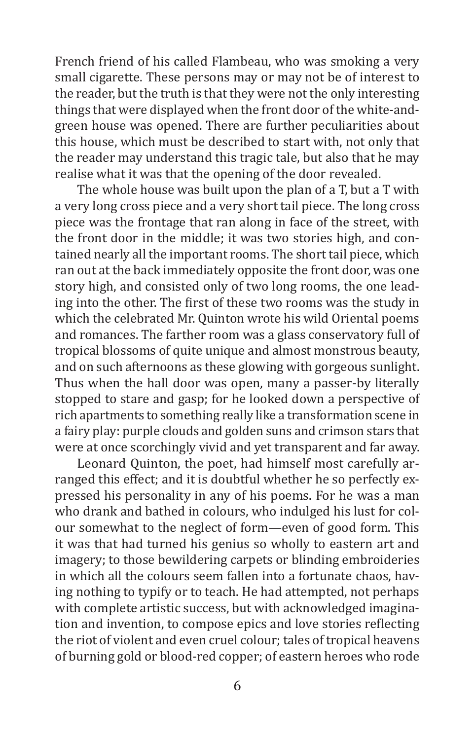French friend of his called Flambeau, who was smoking a very small cigarette. These persons may or may not be of interest to the reader, but the truth is that they were not the only interesting things that were displayed when the front door of the white-and-green house was opened. There are further peculiarities about this house, which must be described to start with, not only that the reader may understand this tragic tale, but also that he may realise what it was that the opening of the door revealed.

The whole house was built upon the plan of a T, but a T with a very long cross piece and a very short tail piece. The long cross piece was the frontage that ran along in face of the street, with the front door in the middle; it was two stories high, and contained nearly all the important rooms. The short tail piece, which ran out at the back immediately opposite the front door, was one story high, and consisted only of two long rooms, the one leading into the other. The first of these two rooms was the study in which the celebrated Mr. Quinton wrote his wild Oriental poems and romances. The farther room was a glass conservatory full of tropical blossoms of quite unique and almost monstrous beauty, and on such afternoons as these glowing with gorgeous sunlight. Thus when the hall door was open, many a passer-by literally stopped to stare and gasp; for he looked down a perspective of rich apartments to something really like a transformation scene in a fairy play: purple clouds and golden suns and crimson stars that were at once scorchingly vivid and yet transparent and far away.

Leonard Quinton, the poet, had himself most carefully arranged this effect; and it is doubtful whether he so perfectly expressed his personality in any of his poems. For he was a man who drank and bathed in colours, who indulged his lust for colour somewhat to the neglect of form—even of good form. This it was that had turned his genius so wholly to eastern art and imagery; to those bewildering carpets or blinding embroideries in which all the colours seem fallen into a fortunate chaos, having nothing to typify or to teach. He had attempted, not perhaps with complete artistic success, but with acknowledged imagination and invention, to compose epics and love stories reflecting the riot of violent and even cruel colour; tales of tropical heavens of burning gold or blood-red copper; of eastern heroes who rode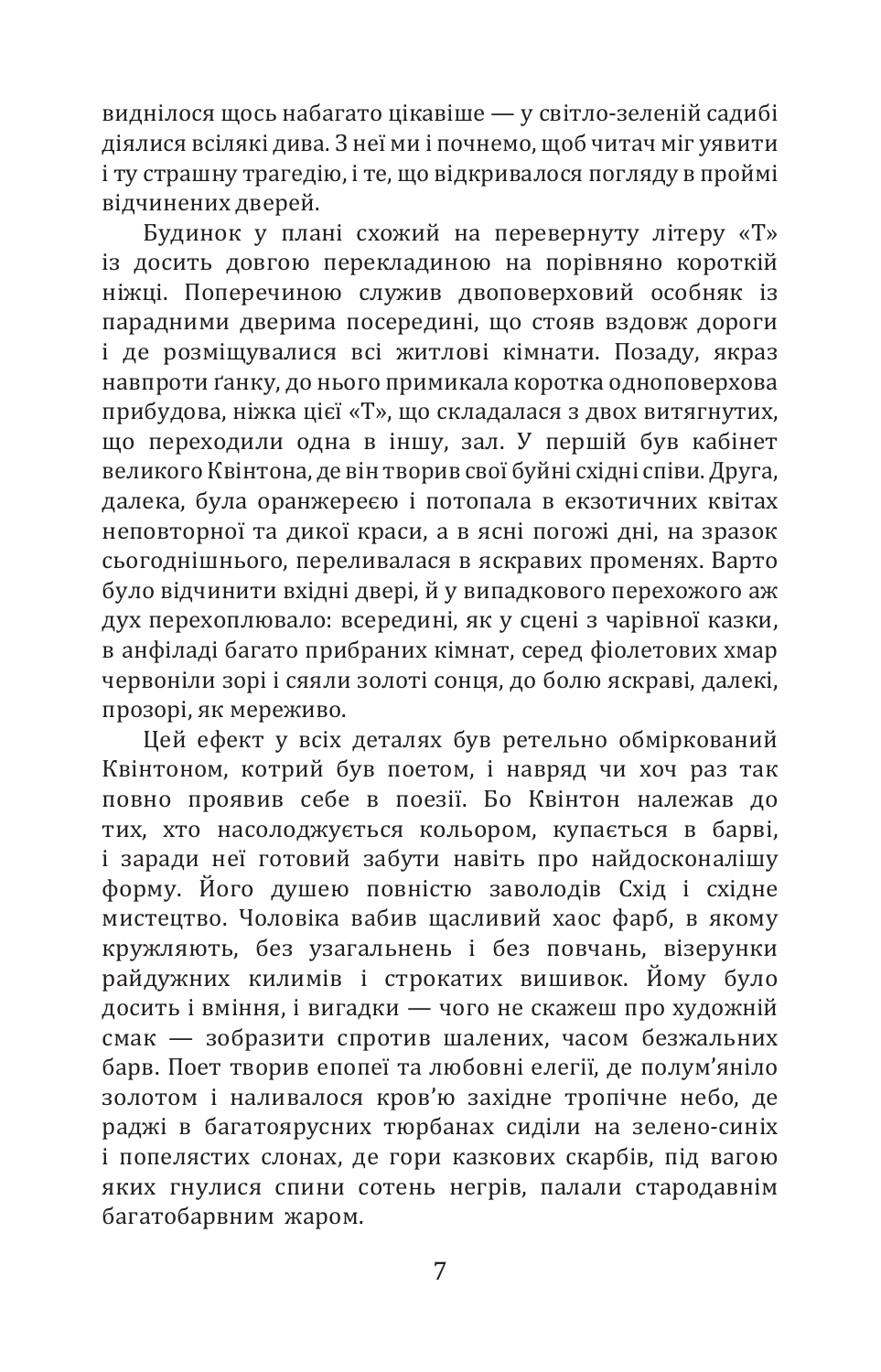виднілося щось набагато цікавіше — у світло-зеленій садибі діялися всілякі дива. З неї ми і почнемо, щоб читач міг уявити і ту страшну трагедію, і те, що відкривалося погляду в пройми відчинених дверей.

Будинок у плані схожий на перевернуту літеру «Т» із досить довгою перекладиною на порівняно короткій ніжці. Поперечиною служив двоповерховий особняк із парадними дверима посередині, що стояв вздовж дороги і де розміщувалися всі житлові кімнати. Позаду, якраз навпроти ґанку, до нього примикала коротка одноповерхова прибудова, ніжка цієї «Т», що складалася з двох витягнутих, що переходили одна в іншу, зал. У першій був кабінет великого Квінтона, де він творив свої буйні східні співи. Друга, далека, була оранжереєю і потопала в екзотичних квітах неповторної та дикої краси, а в ясні погожі дні, на зразок сьогоднішнього, переливалася в яскравих променях. Варто було відчинити вхідні двері, й у випадкового перехожого аж дух перехоплювало: всередині, як у сцені з чарівної казки, в анфіладі багато прибраних кімнат, серед фіолетових хмар червоніли зорі і сяяли золоті сонця, до болю яскраві, далекі, прозорі, як мереживо.

Цей ефект у всіх деталях був ретельно обміркований Квінтоном, котрий був поетом, і навряд чи хоч раз так повно проявив себе в поезії. Бо Квінтон належав до тих, хто насолоджується кольором, купається в барві, і заради неї готовий забути навіть про найдосконалішу форму. Його душею повністю заволодів Схід і східне мистецтво. Чоловіка вабив щасливий хаос фарб, в якому кружляють, без узагальнень і без повчань, візерунки райдужних килимів і строкатих вишивок. Йому було досить і вміння, і вигадки — чого не скажеш про художній смак — зобразити спротив шалених, часом безжальних барв. Поет творив епопеї та любовні елегії, де полум'яніло золотом і наливалося кров'ю західне тропічне небо, де раджі в багатоярусних тюрбанах сиділи на зелено-синіх і попелястих слонах, де гори казкових скарбів, під вагою яких гнулися спини сотень негрів, палали стародавнім багатобарвним жаром.